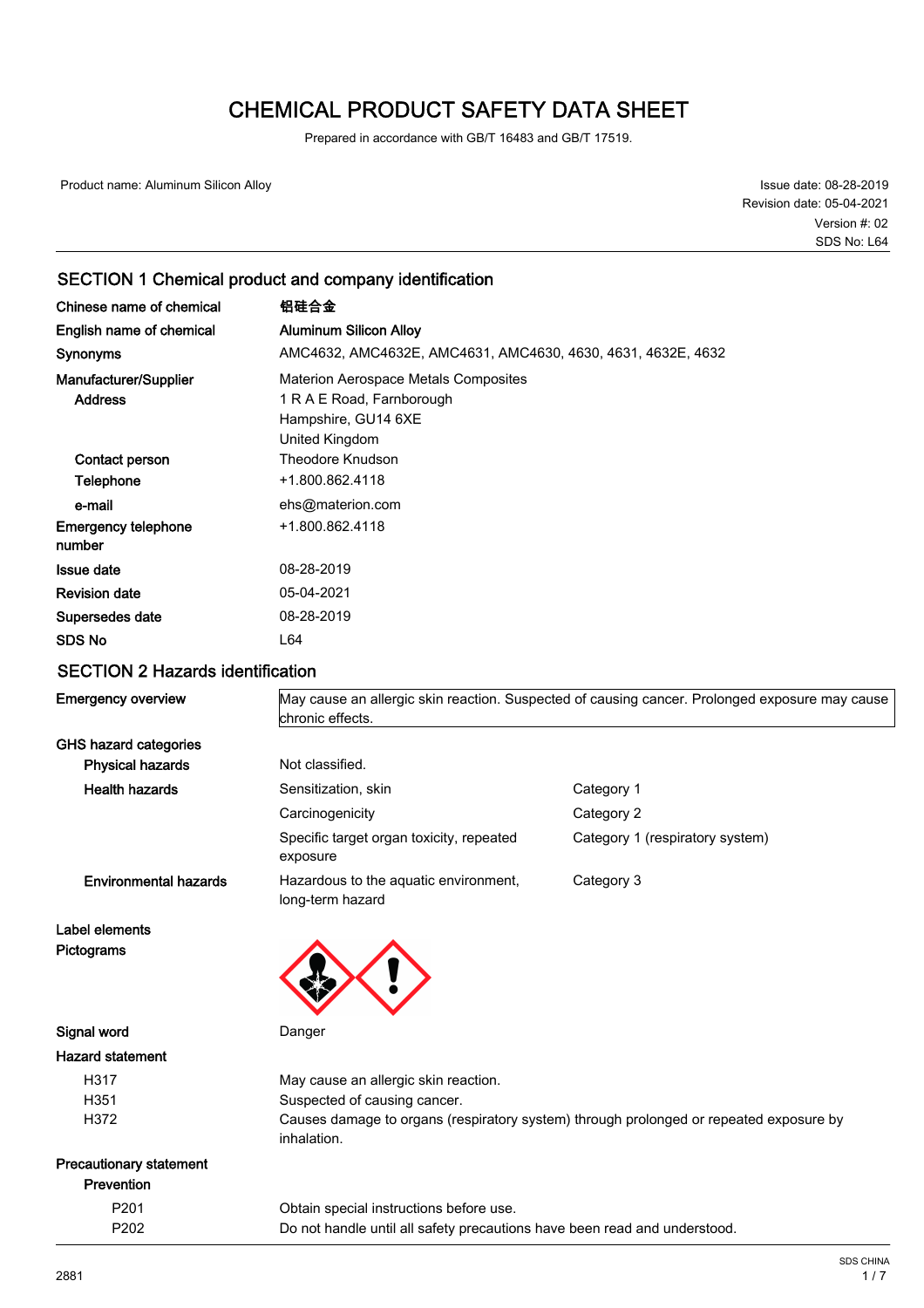# CHEMICAL PRODUCT SAFETY DATA SHEET

Prepared in accordance with GB/T 16483 and GB/T 17519.

Product name: Aluminum Silicon Alloy

Issue date: 08-28-2019
Revision date: 05-04-2021
Version #: 02
SDS No: L64

## SECTION 1 Chemical product and company identification

| | |
|---|---|
| **Chinese name of chemical** | **铝硅合金** |
| **English name of chemical** | **Aluminum Silicon Alloy** |
| **Synonyms** | AMC4632, AMC4632E, AMC4631, AMC4630, 4630, 4631, 4632E, 4632 |
| **Manufacturer/Supplier** | Materion Aerospace Metals Composites |
| **Address** | 1 R A E Road, Farnborough<br>Hampshire, GU14 6XE<br>United Kingdom |
| **Contact person** | Theodore Knudson |
| **Telephone** | +1.800.862.4118 |
| **e-mail** | ehs@materion.com |
| **Emergency telephone number** | +1.800.862.4118 |
| **Issue date** | 08-28-2019 |
| **Revision date** | 05-04-2021 |
| **Supersedes date** | 08-28-2019 |
| **SDS No** | L64 |

## SECTION 2 Hazards identification

**Emergency overview**

May cause an allergic skin reaction. Suspected of causing cancer. Prolonged exposure may cause chronic effects.

**GHS hazard categories**

| | | |
|---|---|---|
| **Physical hazards** | Not classified. | |
| **Health hazards** | Sensitization, skin | Category 1 |
| | Carcinogenicity | Category 2 |
| | Specific target organ toxicity, repeated exposure | Category 1 (respiratory system) |
| **Environmental hazards** | Hazardous to the aquatic environment, long-term hazard | Category 3 |

**Label elements**

**Pictograms**

**Signal word** Danger

**Hazard statement**

- H317 May cause an allergic skin reaction.
- H351 Suspected of causing cancer.
- H372 Causes damage to organs (respiratory system) through prolonged or repeated exposure by inhalation.

**Precautionary statement**

**Prevention**

- P201 Obtain special instructions before use.
- P202 Do not handle until all safety precautions have been read and understood.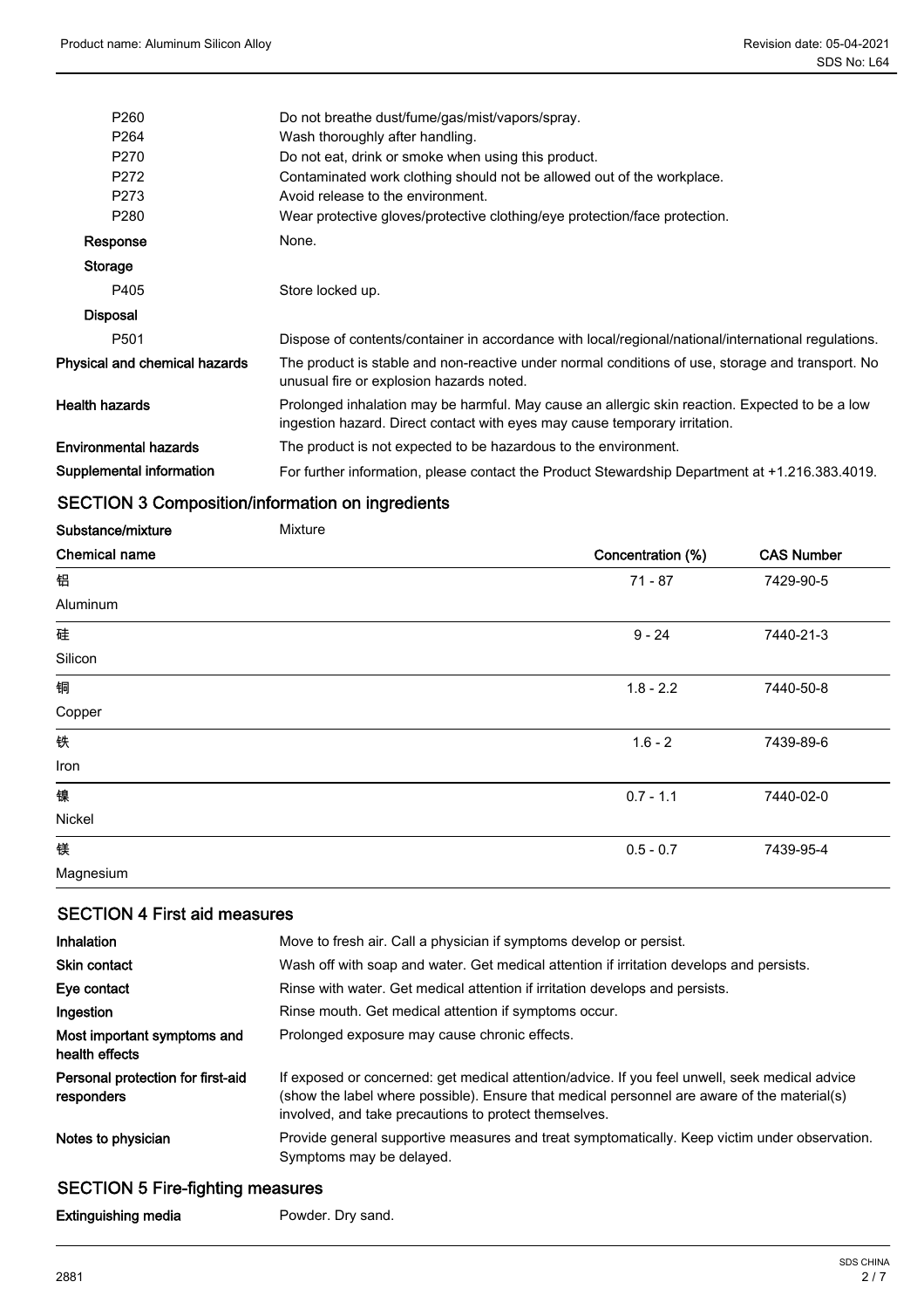| | |
|---|---|
| P260 | Do not breathe dust/fume/gas/mist/vapors/spray. |
| P264 | Wash thoroughly after handling. |
| P270 | Do not eat, drink or smoke when using this product. |
| P272 | Contaminated work clothing should not be allowed out of the workplace. |
| P273 | Avoid release to the environment. |
| P280 | Wear protective gloves/protective clothing/eye protection/face protection. |
| **Response** | None. |
| **Storage** | |
| P405 | Store locked up. |
| **Disposal** | |
| P501 | Dispose of contents/container in accordance with local/regional/national/international regulations. |
| **Physical and chemical hazards** | The product is stable and non-reactive under normal conditions of use, storage and transport. No unusual fire or explosion hazards noted. |
| **Health hazards** | Prolonged inhalation may be harmful. May cause an allergic skin reaction. Expected to be a low ingestion hazard. Direct contact with eyes may cause temporary irritation. |
| **Environmental hazards** | The product is not expected to be hazardous to the environment. |
| **Supplemental information** | For further information, please contact the Product Stewardship Department at +1.216.383.4019. |

## SECTION 3 Composition/information on ingredients

**Substance/mixture** Mixture

| Chemical name | Concentration (%) | CAS Number |
|---|---|---|
| 铝<br>Aluminum | 71 - 87 | 7429-90-5 |
| 硅<br>Silicon | 9 - 24 | 7440-21-3 |
| 铜<br>Copper | 1.8 - 2.2 | 7440-50-8 |
| 铁<br>Iron | 1.6 - 2 | 7439-89-6 |
| 镍<br>Nickel | 0.7 - 1.1 | 7440-02-0 |
| 镁<br>Magnesium | 0.5 - 0.7 | 7439-95-4 |

## SECTION 4 First aid measures

| | |
|---|---|
| **Inhalation** | Move to fresh air. Call a physician if symptoms develop or persist. |
| **Skin contact** | Wash off with soap and water. Get medical attention if irritation develops and persists. |
| **Eye contact** | Rinse with water. Get medical attention if irritation develops and persists. |
| **Ingestion** | Rinse mouth. Get medical attention if symptoms occur. |
| **Most important symptoms and health effects** | Prolonged exposure may cause chronic effects. |
| **Personal protection for first-aid responders** | If exposed or concerned: get medical attention/advice. If you feel unwell, seek medical advice (show the label where possible). Ensure that medical personnel are aware of the material(s) involved, and take precautions to protect themselves. |
| **Notes to physician** | Provide general supportive measures and treat symptomatically. Keep victim under observation. Symptoms may be delayed. |

## SECTION 5 Fire-fighting measures

**Extinguishing media** Powder. Dry sand.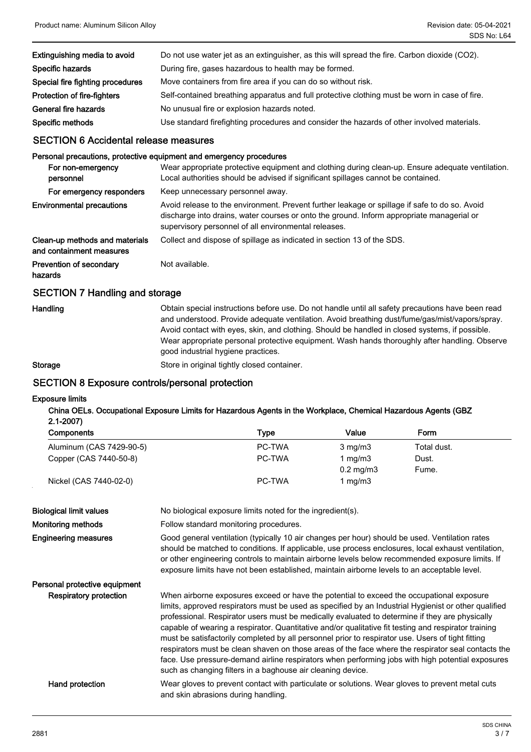| | |
|---|---|
| **Extinguishing media to avoid** | Do not use water jet as an extinguisher, as this will spread the fire. Carbon dioxide ($CO_2$). |
| **Specific hazards** | During fire, gases hazardous to health may be formed. |
| **Special fire fighting procedures** | Move containers from fire area if you can do so without risk. |
| **Protection of fire-fighters** | Self-contained breathing apparatus and full protective clothing must be worn in case of fire. |
| **General fire hazards** | No unusual fire or explosion hazards noted. |
| **Specific methods** | Use standard firefighting procedures and consider the hazards of other involved materials. |

## SECTION 6 Accidental release measures

**Personal precautions, protective equipment and emergency procedures**

| | |
|---|---|
| **For non-emergency personnel** | Wear appropriate protective equipment and clothing during clean-up. Ensure adequate ventilation. Local authorities should be advised if significant spillages cannot be contained. |
| **For emergency responders** | Keep unnecessary personnel away. |
| **Environmental precautions** | Avoid release to the environment. Prevent further leakage or spillage if safe to do so. Avoid discharge into drains, water courses or onto the ground. Inform appropriate managerial or supervisory personnel of all environmental releases. |
| **Clean-up methods and materials and containment measures** | Collect and dispose of spillage as indicated in section 13 of the SDS. |
| **Prevention of secondary hazards** | Not available. |

## SECTION 7 Handling and storage

| | |
|---|---|
| **Handling** | Obtain special instructions before use. Do not handle until all safety precautions have been read and understood. Provide adequate ventilation. Avoid breathing dust/fume/gas/mist/vapors/spray. Avoid contact with eyes, skin, and clothing. Should be handled in closed systems, if possible. Wear appropriate personal protective equipment. Wash hands thoroughly after handling. Observe good industrial hygiene practices. |
| **Storage** | Store in original tightly closed container. |

## SECTION 8 Exposure controls/personal protection

**Exposure limits**

**China OELs. Occupational Exposure Limits for Hazardous Agents in the Workplace, Chemical Hazardous Agents (GBZ 2.1-2007)**

| Components | Type | Value | Form |
|---|---|---|---|
| Aluminum (CAS 7429-90-5) | PC-TWA | 3 mg/m3 | Total dust. |
| Copper (CAS 7440-50-8) | PC-TWA | 1 mg/m3 | Dust. |
| | | 0.2 mg/m3 | Fume. |
| Nickel (CAS 7440-02-0) | PC-TWA | 1 mg/m3 | |

| | |
|---|---|
| **Biological limit values** | No biological exposure limits noted for the ingredient(s). |
| **Monitoring methods** | Follow standard monitoring procedures. |
| **Engineering measures** | Good general ventilation (typically 10 air changes per hour) should be used. Ventilation rates should be matched to conditions. If applicable, use process enclosures, local exhaust ventilation, or other engineering controls to maintain airborne levels below recommended exposure limits. If exposure limits have not been established, maintain airborne levels to an acceptable level. |

**Personal protective equipment**

| | |
|---|---|
| **Respiratory protection** | When airborne exposures exceed or have the potential to exceed the occupational exposure limits, approved respirators must be used as specified by an Industrial Hygienist or other qualified professional. Respirator users must be medically evaluated to determine if they are physically capable of wearing a respirator. Quantitative and/or qualitative fit testing and respirator training must be satisfactorily completed by all personnel prior to respirator use. Users of tight fitting respirators must be clean shaven on those areas of the face where the respirator seal contacts the face. Use pressure-demand airline respirators when performing jobs with high potential exposures such as changing filters in a baghouse air cleaning device. |
| **Hand protection** | Wear gloves to prevent contact with particulate or solutions. Wear gloves to prevent metal cuts and skin abrasions during handling. |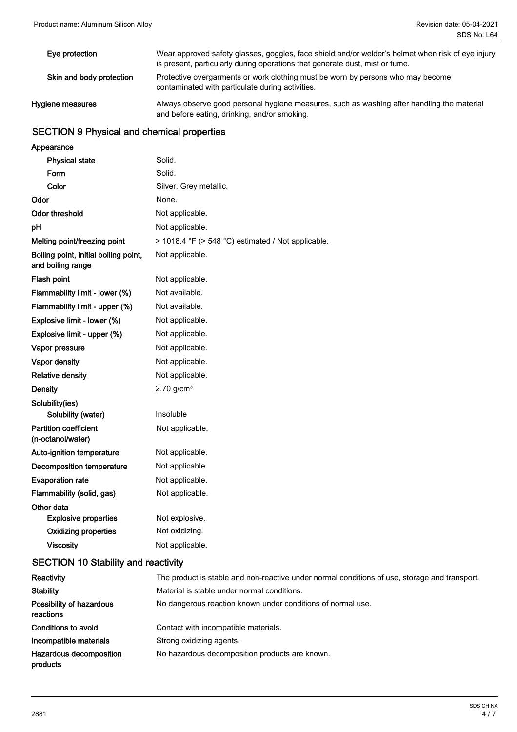| | |
|---|---|
| **Eye protection** | Wear approved safety glasses, goggles, face shield and/or welder's helmet when risk of eye injury is present, particularly during operations that generate dust, mist or fume. |
| **Skin and body protection** | Protective overgarments or work clothing must be worn by persons who may become contaminated with particulate during activities. |
| **Hygiene measures** | Always observe good personal hygiene measures, such as washing after handling the material and before eating, drinking, and/or smoking. |

## SECTION 9 Physical and chemical properties

| | |
|---|---|
| **Appearance** | |
| **Physical state** | Solid. |
| **Form** | Solid. |
| **Color** | Silver. Grey metallic. |
| **Odor** | None. |
| **Odor threshold** | Not applicable. |
| **pH** | Not applicable. |
| **Melting point/freezing point** | > 1018.4 °F (> 548 °C) estimated / Not applicable. |
| **Boiling point, initial boiling point, and boiling range** | Not applicable. |
| **Flash point** | Not applicable. |
| **Flammability limit - lower (%)** | Not available. |
| **Flammability limit - upper (%)** | Not available. |
| **Explosive limit - lower (%)** | Not applicable. |
| **Explosive limit - upper (%)** | Not applicable. |
| **Vapor pressure** | Not applicable. |
| **Vapor density** | Not applicable. |
| **Relative density** | Not applicable. |
| **Density** | 2.70 g/cm³ |
| **Solubility(ies)** | |
| **Solubility (water)** | Insoluble |
| **Partition coefficient (n-octanol/water)** | Not applicable. |
| **Auto-ignition temperature** | Not applicable. |
| **Decomposition temperature** | Not applicable. |
| **Evaporation rate** | Not applicable. |
| **Flammability (solid, gas)** | Not applicable. |
| **Other data** | |
| **Explosive properties** | Not explosive. |
| **Oxidizing properties** | Not oxidizing. |
| **Viscosity** | Not applicable. |

## SECTION 10 Stability and reactivity

| | |
|---|---|
| **Reactivity** | The product is stable and non-reactive under normal conditions of use, storage and transport. |
| **Stability** | Material is stable under normal conditions. |
| **Possibility of hazardous reactions** | No dangerous reaction known under conditions of normal use. |
| **Conditions to avoid** | Contact with incompatible materials. |
| **Incompatible materials** | Strong oxidizing agents. |
| **Hazardous decomposition products** | No hazardous decomposition products are known. |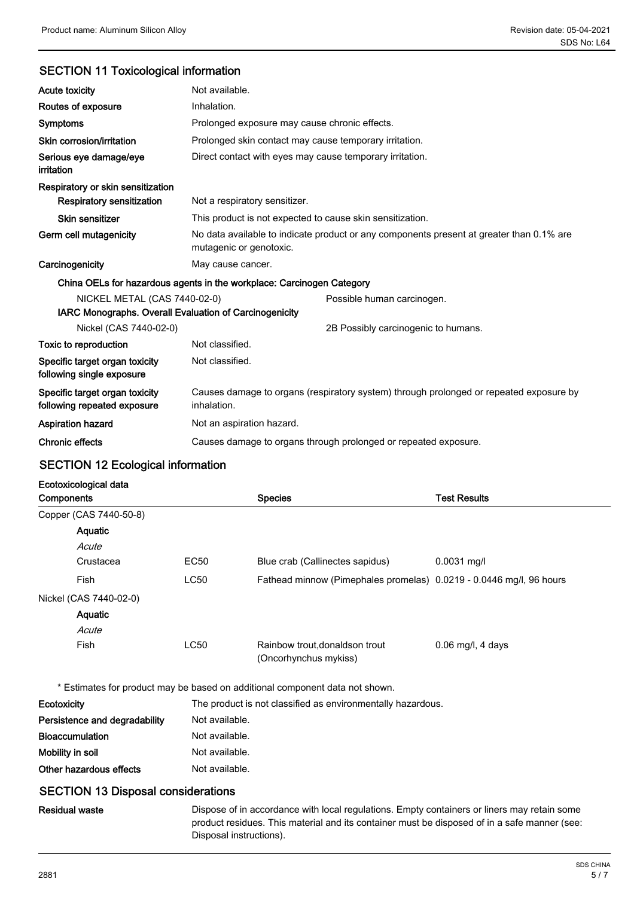## SECTION 11 Toxicological information

| | |
|---|---|
| **Acute toxicity** | Not available. |
| **Routes of exposure** | Inhalation. |
| **Symptoms** | Prolonged exposure may cause chronic effects. |
| **Skin corrosion/irritation** | Prolonged skin contact may cause temporary irritation. |
| **Serious eye damage/eye irritation** | Direct contact with eyes may cause temporary irritation. |
| **Respiratory or skin sensitization** | |
| **Respiratory sensitization** | Not a respiratory sensitizer. |
| **Skin sensitizer** | This product is not expected to cause skin sensitization. |
| **Germ cell mutagenicity** | No data available to indicate product or any components present at greater than 0.1% are mutagenic or genotoxic. |
| **Carcinogenicity** | May cause cancer. |

**China OELs for hazardous agents in the workplace: Carcinogen Category**

| | |
|---|---|
| NICKEL METAL (CAS 7440-02-0) | Possible human carcinogen. |

**IARC Monographs. Overall Evaluation of Carcinogenicity**

| | |
|---|---|
| Nickel (CAS 7440-02-0) | 2B Possibly carcinogenic to humans. |

| | |
|---|---|
| **Toxic to reproduction** | Not classified. |
| **Specific target organ toxicity following single exposure** | Not classified. |
| **Specific target organ toxicity following repeated exposure** | Causes damage to organs (respiratory system) through prolonged or repeated exposure by inhalation. |
| **Aspiration hazard** | Not an aspiration hazard. |
| **Chronic effects** | Causes damage to organs through prolonged or repeated exposure. |

## SECTION 12 Ecological information

**Ecotoxicological data**

| Components | | Species | Test Results |
|---|---|---|---|
| Copper (CAS 7440-50-8) | | | |
| **Aquatic** | | | |
| *Acute* | | | |
| Crustacea | EC50 | Blue crab (Callinectes sapidus) | 0.0031 mg/l |
| Fish | LC50 | Fathead minnow (Pimephales promelas) | 0.0219 - 0.0446 mg/l, 96 hours |
| Nickel (CAS 7440-02-0) | | | |
| **Aquatic** | | | |
| *Acute* | | | |
| Fish | LC50 | Rainbow trout,donaldson trout (Oncorhynchus mykiss) | 0.06 mg/l, 4 days |

* Estimates for product may be based on additional component data not shown.

| | |
|---|---|
| **Ecotoxicity** | The product is not classified as environmentally hazardous. |
| **Persistence and degradability** | Not available. |
| **Bioaccumulation** | Not available. |
| **Mobility in soil** | Not available. |
| **Other hazardous effects** | Not available. |

## SECTION 13 Disposal considerations

| | |
|---|---|
| **Residual waste** | Dispose of in accordance with local regulations. Empty containers or liners may retain some product residues. This material and its container must be disposed of in a safe manner (see: Disposal instructions). |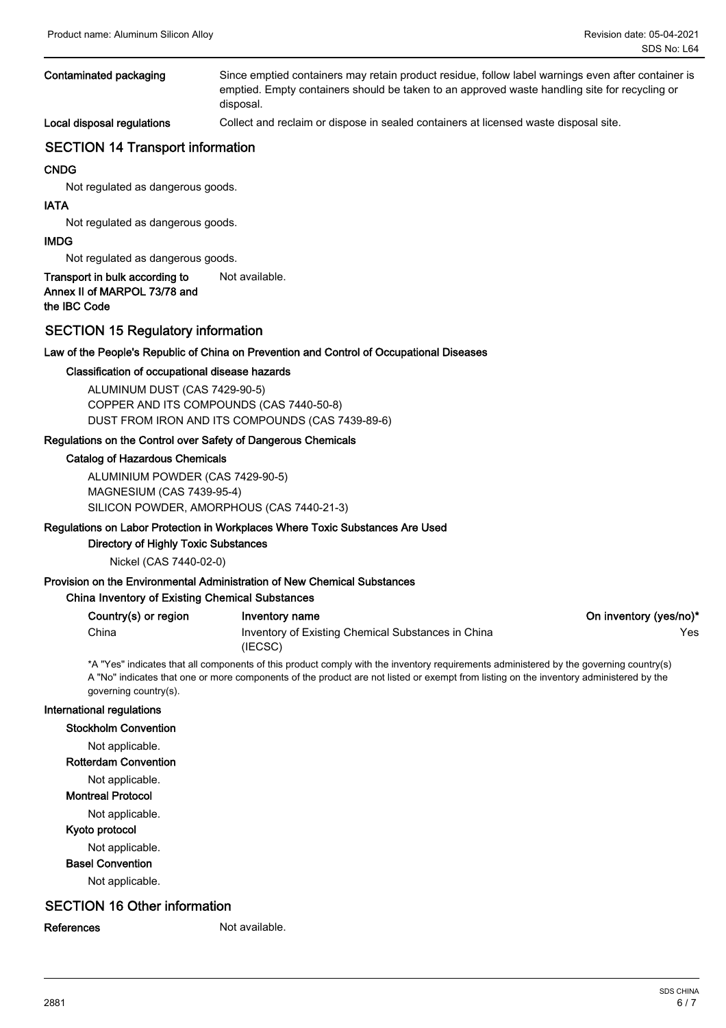**Contaminated packaging** Since emptied containers may retain product residue, follow label warnings even after container is emptied. Empty containers should be taken to an approved waste handling site for recycling or disposal.

**Local disposal regulations** Collect and reclaim or dispose in sealed containers at licensed waste disposal site.

## SECTION 14 Transport information

**CNDG**

Not regulated as dangerous goods.

**IATA**

Not regulated as dangerous goods.

**IMDG**

Not regulated as dangerous goods.

**Transport in bulk according to Annex II of MARPOL 73/78 and the IBC Code** Not available.

## SECTION 15 Regulatory information

**Law of the People's Republic of China on Prevention and Control of Occupational Diseases**

**Classification of occupational disease hazards**

ALUMINUM DUST (CAS 7429-90-5)
COPPER AND ITS COMPOUNDS (CAS 7440-50-8)
DUST FROM IRON AND ITS COMPOUNDS (CAS 7439-89-6)

**Regulations on the Control over Safety of Dangerous Chemicals**

**Catalog of Hazardous Chemicals**

ALUMINIUM POWDER (CAS 7429-90-5)
MAGNESIUM (CAS 7439-95-4)
SILICON POWDER, AMORPHOUS (CAS 7440-21-3)

**Regulations on Labor Protection in Workplaces Where Toxic Substances Are Used**

**Directory of Highly Toxic Substances**

Nickel (CAS 7440-02-0)

**Provision on the Environmental Administration of New Chemical Substances**

**China Inventory of Existing Chemical Substances**

| Country(s) or region | Inventory name | On inventory (yes/no)* |
|---|---|---|
| China | Inventory of Existing Chemical Substances in China (IECSC) | Yes |

*A "Yes" indicates that all components of this product comply with the inventory requirements administered by the governing country(s)
A "No" indicates that one or more components of the product are not listed or exempt from listing on the inventory administered by the governing country(s).

**International regulations**

**Stockholm Convention**

Not applicable.

**Rotterdam Convention**

Not applicable.

**Montreal Protocol**

Not applicable.

**Kyoto protocol**

Not applicable.

**Basel Convention**

Not applicable.

## SECTION 16 Other information

**References** Not available.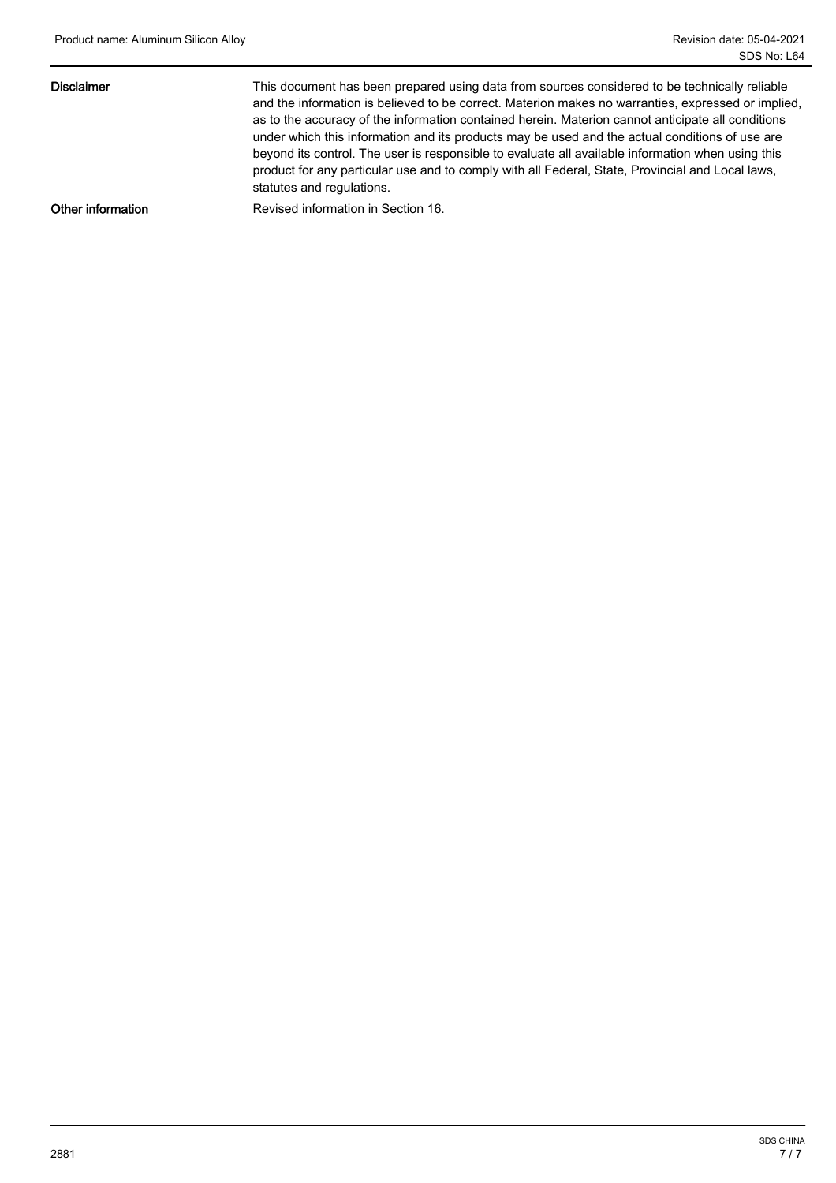| | |
|---|---|
| **Disclaimer** | This document has been prepared using data from sources considered to be technically reliable and the information is believed to be correct. Materion makes no warranties, expressed or implied, as to the accuracy of the information contained herein. Materion cannot anticipate all conditions under which this information and its products may be used and the actual conditions of use are beyond its control. The user is responsible to evaluate all available information when using this product for any particular use and to comply with all Federal, State, Provincial and Local laws, statutes and regulations. |
| **Other information** | Revised information in Section 16. |